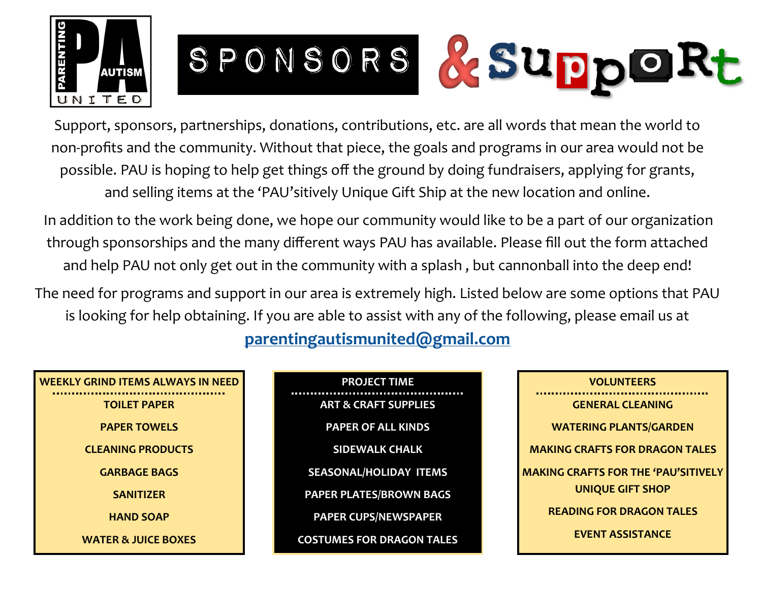PARENTING AUTISM UNITED

# SPONSORS & SUPPORT

Support, sponsors, partnerships, donations, contributions, etc. are all words that mean the world to non-profits and the community. Without that piece, the goals and programs in our area would not be possible. PAU is hoping to help get things off the ground by doing fundraisers, applying for grants, and selling items at the 'PAU'sitively Unique Gift Ship at the new location and online.

In addition to the work being done, we hope our community would like to be a part of our organization through sponsorships and the many different ways PAU has available. Please fill out the form attached and help PAU not only get out in the community with a splash , but cannonball into the deep end!

The need for programs and support in our area is extremely high. Listed below are some options that PAU is looking for help obtaining. If you are able to assist with any of the following, please email us at

**parentingautismunited@gmail.com**

**WEEKLY GRIND ITEMS ALWAYS IN NEED**

- TOILET PAPER
- PAPER TOWELS
- CLEANING PRODUCTS
- GARBAGE BAGS
- SANITIZER
- HAND SOAP
- WATER & JUICE BOXES

**PROJECT TIME**

- ART & CRAFT SUPPLIES
- PAPER OF ALL KINDS
- SIDEWALK CHALK
- SEASONAL/HOLIDAY ITEMS
- PAPER PLATES/BROWN BAGS
- PAPER CUPS/NEWSPAPER
- COSTUMES FOR DRAGON TALES

**VOLUNTEERS**

- GENERAL CLEANING
- WATERING PLANTS/GARDEN
- MAKING CRAFTS FOR DRAGON TALES
- MAKING CRAFTS FOR THE 'PAU'SITIVELY UNIQUE GIFT SHOP
- READING FOR DRAGON TALES
- EVENT ASSISTANCE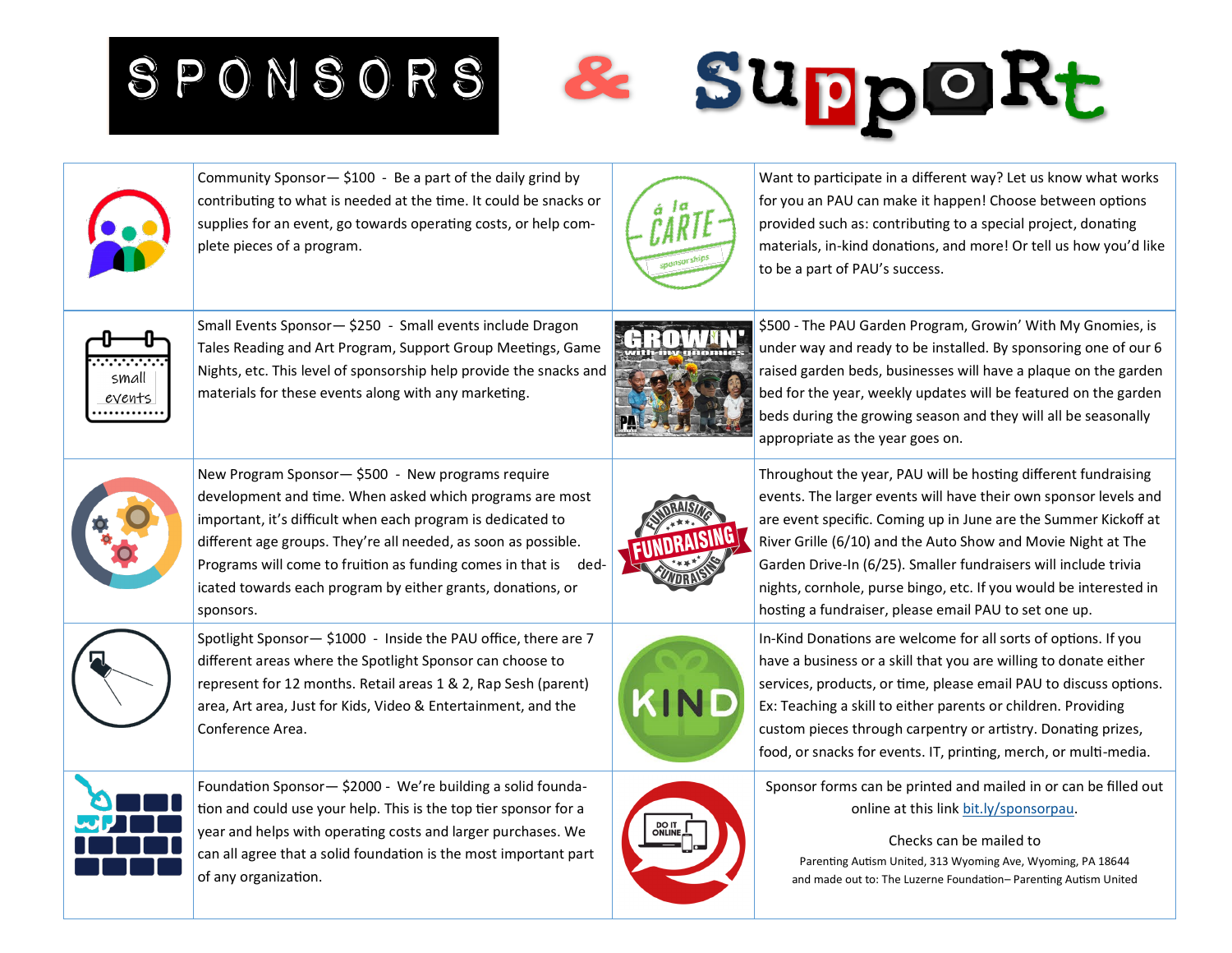# SPONSORS & SuppoRt

Community Sponsor— $100 - Be a part of the daily grind by contributing to what is needed at the time. It could be snacks or supplies for an event, go towards operating costs, or help complete pieces of a program.

Want to participate in a different way? Let us know what works for you an PAU can make it happen! Choose between options provided such as: contributing to a special project, donating materials, in-kind donations, and more! Or tell us how you'd like to be a part of PAU's success.

Small Events Sponsor— $250 - Small events include Dragon Tales Reading and Art Program, Support Group Meetings, Game Nights, etc. This level of sponsorship help provide the snacks and materials for these events along with any marketing.

$500 - The PAU Garden Program, Growin' With My Gnomies, is under way and ready to be installed. By sponsoring one of our 6 raised garden beds, businesses will have a plaque on the garden bed for the year, weekly updates will be featured on the garden beds during the growing season and they will all be seasonally appropriate as the year goes on.

New Program Sponsor— $500 - New programs require development and time. When asked which programs are most important, it's difficult when each program is dedicated to different age groups. They're all needed, as soon as possible. Programs will come to fruition as funding comes in that is dedicated towards each program by either grants, donations, or sponsors.

Throughout the year, PAU will be hosting different fundraising events. The larger events will have their own sponsor levels and are event specific. Coming up in June are the Summer Kickoff at River Grille (6/10) and the Auto Show and Movie Night at The Garden Drive-In (6/25). Smaller fundraisers will include trivia nights, cornhole, purse bingo, etc. If you would be interested in hosting a fundraiser, please email PAU to set one up.

Spotlight Sponsor— $1000 - Inside the PAU office, there are 7 different areas where the Spotlight Sponsor can choose to represent for 12 months. Retail areas 1 & 2, Rap Sesh (parent) area, Art area, Just for Kids, Video & Entertainment, and the Conference Area.

In-Kind Donations are welcome for all sorts of options. If you have a business or a skill that you are willing to donate either services, products, or time, please email PAU to discuss options. Ex: Teaching a skill to either parents or children. Providing custom pieces through carpentry or artistry. Donating prizes, food, or snacks for events. IT, printing, merch, or multi-media.

Foundation Sponsor— $2000 - We're building a solid foundation and could use your help. This is the top tier sponsor for a year and helps with operating costs and larger purchases. We can all agree that a solid foundation is the most important part of any organization.

Sponsor forms can be printed and mailed in or can be filled out online at this link bit.ly/sponsorpau.

Checks can be mailed to

Parenting Autism United, 313 Wyoming Ave, Wyoming, PA 18644
and made out to: The Luzerne Foundation– Parenting Autism United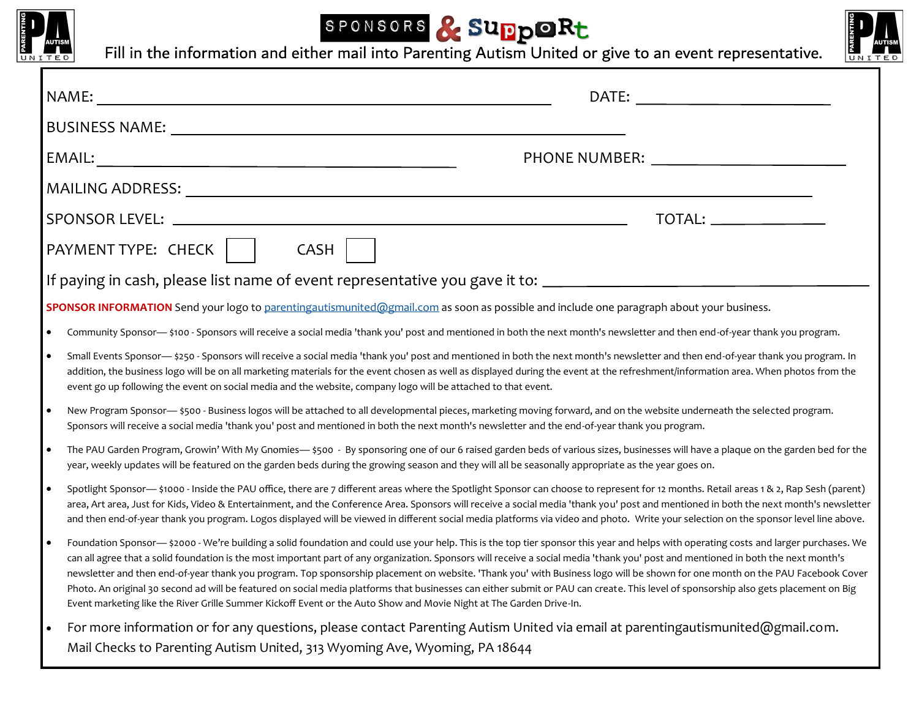# SPONSORS & SuppoRt

Fill in the information and either mail into Parenting Autism United or give to an event representative.

NAME: ______________________________ DATE: ______________

BUSINESS NAME: ______________________________

EMAIL: ______________________________ PHONE NUMBER: ______________

MAILING ADDRESS: ______________________________

SPONSOR LEVEL: ______________________________ TOTAL: ______________

PAYMENT TYPE: CHECK ☐ CASH ☐

If paying in cash, please list name of event representative you gave it to: ______________________________

**SPONSOR INFORMATION** Send your logo to parentingautismunited@gmail.com as soon as possible and include one paragraph about your business.

- Community Sponsor— $100 - Sponsors will receive a social media 'thank you' post and mentioned in both the next month's newsletter and then end-of-year thank you program.
- Small Events Sponsor— $250 - Sponsors will receive a social media 'thank you' post and mentioned in both the next month's newsletter and then end-of-year thank you program. In addition, the business logo will be on all marketing materials for the event chosen as well as displayed during the event at the refreshment/information area. When photos from the event go up following the event on social media and the website, company logo will be attached to that event.
- New Program Sponsor— $500 - Business logos will be attached to all developmental pieces, marketing moving forward, and on the website underneath the selected program. Sponsors will receive a social media 'thank you' post and mentioned in both the next month's newsletter and the end-of-year thank you program.
- The PAU Garden Program, Growin' With My Gnomies— $500 - By sponsoring one of our 6 raised garden beds of various sizes, businesses will have a plaque on the garden bed for the year, weekly updates will be featured on the garden beds during the growing season and they will all be seasonally appropriate as the year goes on.
- Spotlight Sponsor— $1000 - Inside the PAU office, there are 7 different areas where the Spotlight Sponsor can choose to represent for 12 months. Retail areas 1 & 2, Rap Sesh (parent) area, Art area, Just for Kids, Video & Entertainment, and the Conference Area. Sponsors will receive a social media 'thank you' post and mentioned in both the next month's newsletter and then end-of-year thank you program. Logos displayed will be viewed in different social media platforms via video and photo. Write your selection on the sponsor level line above.
- Foundation Sponsor— $2000 - We're building a solid foundation and could use your help. This is the top tier sponsor this year and helps with operating costs and larger purchases. We can all agree that a solid foundation is the most important part of any organization. Sponsors will receive a social media 'thank you' post and mentioned in both the next month's newsletter and then end-of-year thank you program. Top sponsorship placement on website. 'Thank you' with Business logo will be shown for one month on the PAU Facebook Cover Photo. An original 30 second ad will be featured on social media platforms that businesses can either submit or PAU can create. This level of sponsorship also gets placement on Big Event marketing like the River Grille Summer Kickoff Event or the Auto Show and Movie Night at The Garden Drive-In.
- For more information or for any questions, please contact Parenting Autism United via email at parentingautismunited@gmail.com. Mail Checks to Parenting Autism United, 313 Wyoming Ave, Wyoming, PA 18644